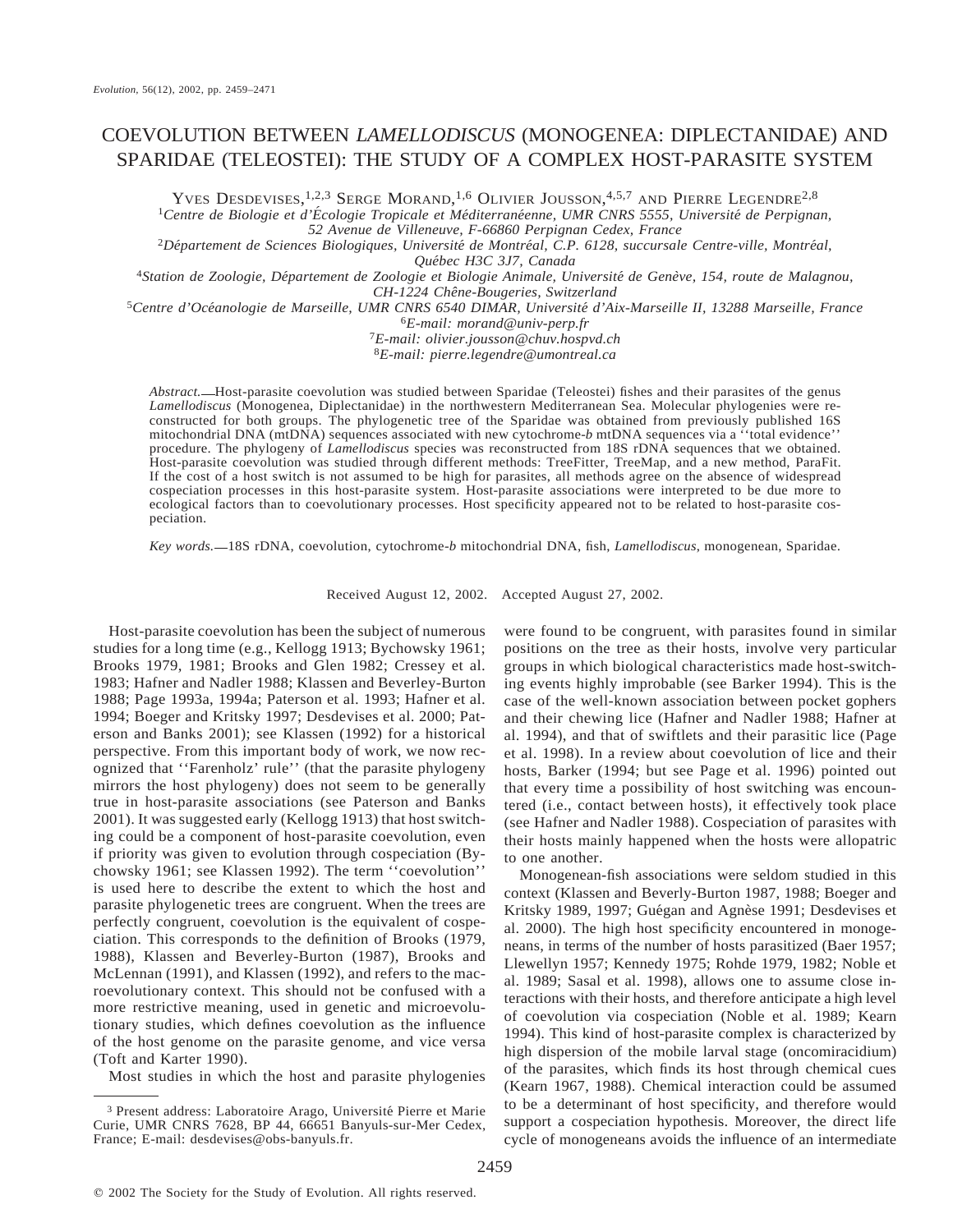# COEVOLUTION BETWEEN *LAMELLODISCUS* (MONOGENEA: DIPLECTANIDAE) AND SPARIDAE (TELEOSTEI): THE STUDY OF A COMPLEX HOST-PARASITE SYSTEM

Yves Desdevises,[1,2,3] Serge Morand,[1,6] Olivier Jousson,[4,5,7] and Pierre Legendre[2,8]

[1]*Centre de Biologie et d'Écologie Tropicale et Méditerranéenne, UMR CNRS 5555, Université de Perpignan, 52 Avenue de Villeneuve, F-66860 Perpignan Cedex, France*

[2]*Département de Sciences Biologiques, Université de Montréal, C.P. 6128, succursale Centre-ville, Montréal, Québec H3C 3J7, Canada*

[4]*Station de Zoologie, Département de Zoologie et Biologie Animale, Université de Genève, 154, route de Malagnou, CH-1224 Chêne-Bougeries, Switzerland*

[5]*Centre d'Océanologie de Marseille, UMR CNRS 6540 DIMAR, Université d'Aix-Marseille II, 13288 Marseille, France*

[6]*E-mail: morand@univ-perp.fr*

[7]*E-mail: olivier.jousson@chuv.hospvd.ch*

[8]*E-mail: pierre.legendre@umontreal.ca*

*Abstract.*—Host-parasite coevolution was studied between Sparidae (Teleostei) fishes and their parasites of the genus *Lamellodiscus* (Monogenea, Diplectanidae) in the northwestern Mediterranean Sea. Molecular phylogenies were reconstructed for both groups. The phylogenetic tree of the Sparidae was obtained from previously published 16S mitochondrial DNA (mtDNA) sequences associated with new cytochrome-*b* mtDNA sequences via a ''total evidence'' procedure. The phylogeny of *Lamellodiscus* species was reconstructed from 18S rDNA sequences that we obtained. Host-parasite coevolution was studied through different methods: TreeFitter, TreeMap, and a new method, ParaFit. If the cost of a host switch is not assumed to be high for parasites, all methods agree on the absence of widespread cospeciation processes in this host-parasite system. Host-parasite associations were interpreted to be due more to ecological factors than to coevolutionary processes. Host specificity appeared not to be related to host-parasite cospeciation.

*Key words.*—18S rDNA, coevolution, cytochrome-*b* mitochondrial DNA, fish, *Lamellodiscus*, monogenean, Sparidae.

Received August 12, 2002. Accepted August 27, 2002.

Host-parasite coevolution has been the subject of numerous studies for a long time (e.g., Kellogg 1913; Bychowsky 1961; Brooks 1979, 1981; Brooks and Glen 1982; Cressey et al. 1983; Hafner and Nadler 1988; Klassen and Beverley-Burton 1988; Page 1993a, 1994a; Paterson et al. 1993; Hafner et al. 1994; Boeger and Kritsky 1997; Desdevises et al. 2000; Paterson and Banks 2001); see Klassen (1992) for a historical perspective. From this important body of work, we now recognized that ''Farenholz' rule'' (that the parasite phylogeny mirrors the host phylogeny) does not seem to be generally true in host-parasite associations (see Paterson and Banks 2001). It was suggested early (Kellogg 1913) that host switching could be a component of host-parasite coevolution, even if priority was given to evolution through cospeciation (Bychowsky 1961; see Klassen 1992). The term ''coevolution'' is used here to describe the extent to which the host and parasite phylogenetic trees are congruent. When the trees are perfectly congruent, coevolution is the equivalent of cospeciation. This corresponds to the definition of Brooks (1979, 1988), Klassen and Beverley-Burton (1987), Brooks and McLennan (1991), and Klassen (1992), and refers to the macroevolutionary context. This should not be confused with a more restrictive meaning, used in genetic and microevolutionary studies, which defines coevolution as the influence of the host genome on the parasite genome, and vice versa (Toft and Karter 1990).

Most studies in which the host and parasite phylogenies were found to be congruent, with parasites found in similar positions on the tree as their hosts, involve very particular groups in which biological characteristics made host-switching events highly improbable (see Barker 1994). This is the case of the well-known association between pocket gophers and their chewing lice (Hafner and Nadler 1988; Hafner at al. 1994), and that of swiftlets and their parasitic lice (Page et al. 1998). In a review about coevolution of lice and their hosts, Barker (1994; but see Page et al. 1996) pointed out that every time a possibility of host switching was encountered (i.e., contact between hosts), it effectively took place (see Hafner and Nadler 1988). Cospeciation of parasites with their hosts mainly happened when the hosts were allopatric to one another.

Monogenean-fish associations were seldom studied in this context (Klassen and Beverly-Burton 1987, 1988; Boeger and Kritsky 1989, 1997; Guégan and Agnèse 1991; Desdevises et al. 2000). The high host specificity encountered in monogeneans, in terms of the number of hosts parasitized (Baer 1957; Llewellyn 1957; Kennedy 1975; Rohde 1979, 1982; Noble et al. 1989; Sasal et al. 1998), allows one to assume close interactions with their hosts, and therefore anticipate a high level of coevolution via cospeciation (Noble et al. 1989; Kearn 1994). This kind of host-parasite complex is characterized by high dispersion of the mobile larval stage (oncomiracidium) of the parasites, which finds its host through chemical cues (Kearn 1967, 1988). Chemical interaction could be assumed to be a determinant of host specificity, and therefore would support a cospeciation hypothesis. Moreover, the direct life cycle of monogeneans avoids the influence of an intermediate

[3] Present address: Laboratoire Arago, Université Pierre et Marie Curie, UMR CNRS 7628, BP 44, 66651 Banyuls-sur-Mer Cedex, France; E-mail: desdevises@obs-banyuls.fr.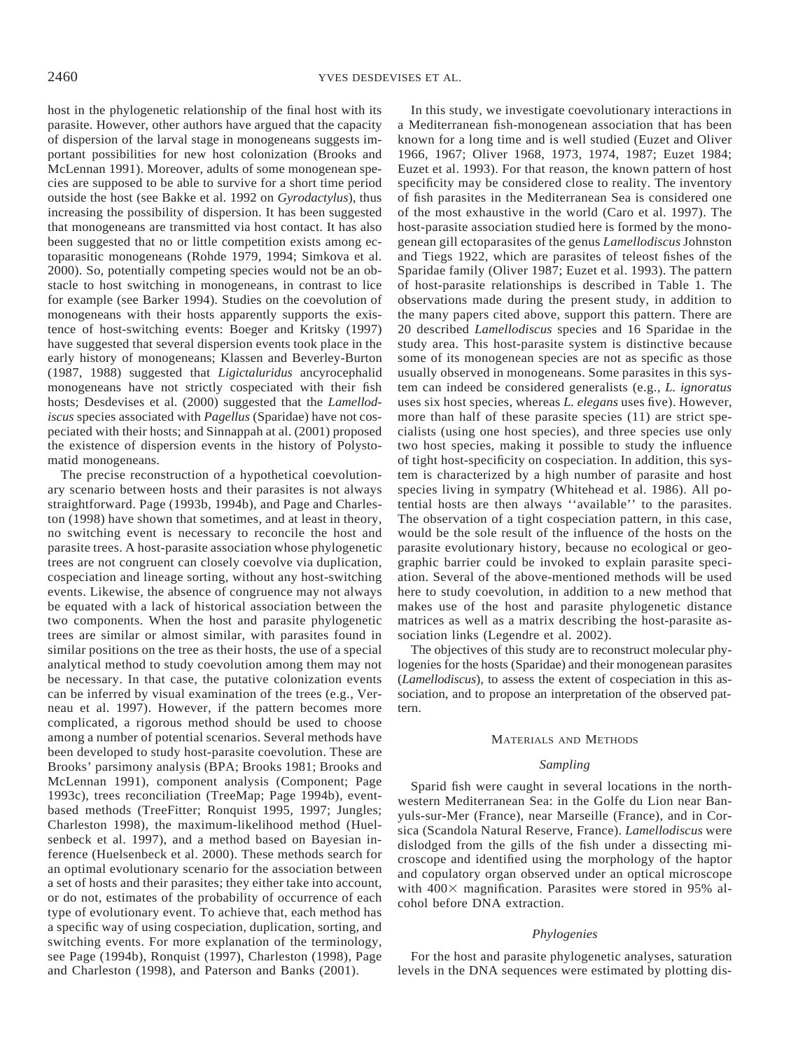host in the phylogenetic relationship of the final host with its parasite. However, other authors have argued that the capacity of dispersion of the larval stage in monogeneans suggests important possibilities for new host colonization (Brooks and McLennan 1991). Moreover, adults of some monogenean species are supposed to be able to survive for a short time period outside the host (see Bakke et al. 1992 on *Gyrodactylus*), thus increasing the possibility of dispersion. It has been suggested that monogeneans are transmitted via host contact. It has also been suggested that no or little competition exists among ectoparasitic monogeneans (Rohde 1979, 1994; Simkova et al. 2000). So, potentially competing species would not be an obstacle to host switching in monogeneans, in contrast to lice for example (see Barker 1994). Studies on the coevolution of monogeneans with their hosts apparently supports the existence of host-switching events: Boeger and Kritsky (1997) have suggested that several dispersion events took place in the early history of monogeneans; Klassen and Beverley-Burton (1987, 1988) suggested that *Ligictaluridus* ancyrocephalid monogeneans have not strictly cospeciated with their fish hosts; Desdevises et al. (2000) suggested that the *Lamellodiscus* species associated with *Pagellus* (Sparidae) have not cospeciated with their hosts; and Sinnappah at al. (2001) proposed the existence of dispersion events in the history of Polystomatid monogeneans.

The precise reconstruction of a hypothetical coevolutionary scenario between hosts and their parasites is not always straightforward. Page (1993b, 1994b), and Page and Charleston (1998) have shown that sometimes, and at least in theory, no switching event is necessary to reconcile the host and parasite trees. A host-parasite association whose phylogenetic trees are not congruent can closely coevolve via duplication, cospeciation and lineage sorting, without any host-switching events. Likewise, the absence of congruence may not always be equated with a lack of historical association between the two components. When the host and parasite phylogenetic trees are similar or almost similar, with parasites found in similar positions on the tree as their hosts, the use of a special analytical method to study coevolution among them may not be necessary. In that case, the putative colonization events can be inferred by visual examination of the trees (e.g., Verneau et al. 1997). However, if the pattern becomes more complicated, a rigorous method should be used to choose among a number of potential scenarios. Several methods have been developed to study host-parasite coevolution. These are Brooks' parsimony analysis (BPA; Brooks 1981; Brooks and McLennan 1991), component analysis (Component; Page 1993c), trees reconciliation (TreeMap; Page 1994b), event-based methods (TreeFitter; Ronquist 1995, 1997; Jungles; Charleston 1998), the maximum-likelihood method (Huelsenbeck et al. 1997), and a method based on Bayesian inference (Huelsenbeck et al. 2000). These methods search for an optimal evolutionary scenario for the association between a set of hosts and their parasites; they either take into account, or do not, estimates of the probability of occurrence of each type of evolutionary event. To achieve that, each method has a specific way of using cospeciation, duplication, sorting, and switching events. For more explanation of the terminology, see Page (1994b), Ronquist (1997), Charleston (1998), Page and Charleston (1998), and Paterson and Banks (2001).

In this study, we investigate coevolutionary interactions in a Mediterranean fish-monogenean association that has been known for a long time and is well studied (Euzet and Oliver 1966, 1967; Oliver 1968, 1973, 1974, 1987; Euzet 1984; Euzet et al. 1993). For that reason, the known pattern of host specificity may be considered close to reality. The inventory of fish parasites in the Mediterranean Sea is considered one of the most exhaustive in the world (Caro et al. 1997). The host-parasite association studied here is formed by the monogenean gill ectoparasites of the genus *Lamellodiscus* Johnston and Tiegs 1922, which are parasites of teleost fishes of the Sparidae family (Oliver 1987; Euzet et al. 1993). The pattern of host-parasite relationships is described in Table 1. The observations made during the present study, in addition to the many papers cited above, support this pattern. There are 20 described *Lamellodiscus* species and 16 Sparidae in the study area. This host-parasite system is distinctive because some of its monogenean species are not as specific as those usually observed in monogeneans. Some parasites in this system can indeed be considered generalists (e.g., *L. ignoratus* uses six host species, whereas *L. elegans* uses five). However, more than half of these parasite species (11) are strict specialists (using one host species), and three species use only two host species, making it possible to study the influence of tight host-specificity on cospeciation. In addition, this system is characterized by a high number of parasite and host species living in sympatry (Whitehead et al. 1986). All potential hosts are then always ''available'' to the parasites. The observation of a tight cospeciation pattern, in this case, would be the sole result of the influence of the hosts on the parasite evolutionary history, because no ecological or geographic barrier could be invoked to explain parasite speciation. Several of the above-mentioned methods will be used here to study coevolution, in addition to a new method that makes use of the host and parasite phylogenetic distance matrices as well as a matrix describing the host-parasite association links (Legendre et al. 2002).

The objectives of this study are to reconstruct molecular phylogenies for the hosts (Sparidae) and their monogenean parasites (*Lamellodiscus*), to assess the extent of cospeciation in this association, and to propose an interpretation of the observed pattern.

## Materials and Methods

### *Sampling*

Sparid fish were caught in several locations in the northwestern Mediterranean Sea: in the Golfe du Lion near Banyuls-sur-Mer (France), near Marseille (France), and in Corsica (Scandola Natural Reserve, France). *Lamellodiscus* were dislodged from the gills of the fish under a dissecting microscope and identified using the morphology of the haptor and copulatory organ observed under an optical microscope with 400× magnification. Parasites were stored in 95% alcohol before DNA extraction.

### *Phylogenies*

For the host and parasite phylogenetic analyses, saturation levels in the DNA sequences were estimated by plotting dis-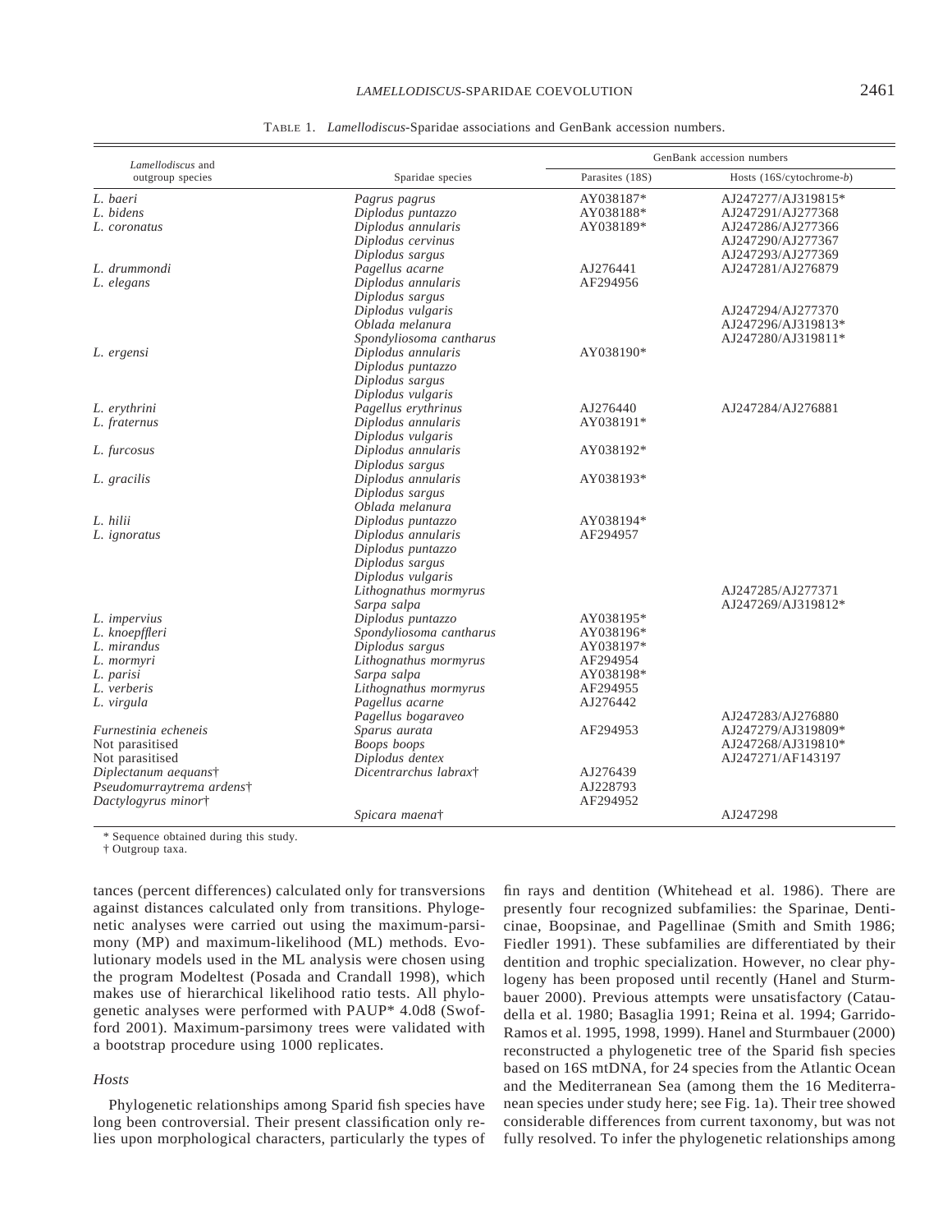TABLE 1. *Lamellodiscus*-Sparidae associations and GenBank accession numbers.

| *Lamellodiscus* and outgroup species | Sparidae species | GenBank accession numbers | |
|---|---|---|---|
| | | Parasites (18S) | Hosts (16S/cytochrome-*b*) |
| *L. baeri* | *Pagrus pagrus* | AY038187* | AJ247277/AJ319815* |
| *L. bidens* | *Diplodus puntazzo* | AY038188* | AJ247291/AJ277368 |
| *L. coronatus* | *Diplodus annularis* | AY038189* | AJ247286/AJ277366 |
| | *Diplodus cervinus* | | AJ247290/AJ277367 |
| | *Diplodus sargus* | | AJ247293/AJ277369 |
| *L. drummondi* | *Pagellus acarne* | AJ276441 | AJ247281/AJ276879 |
| *L. elegans* | *Diplodus annularis* | AF294956 | |
| | *Diplodus sargus* | | |
| | *Diplodus vulgaris* | | AJ247294/AJ277370 |
| | *Oblada melanura* | | AJ247296/AJ319813* |
| | *Spondyliosoma cantharus* | | AJ247280/AJ319811* |
| *L. ergensi* | *Diplodus annularis* | AY038190* | |
| | *Diplodus puntazzo* | | |
| | *Diplodus sargus* | | |
| | *Diplodus vulgaris* | | |
| *L. erythrini* | *Pagellus erythrinus* | AJ276440 | AJ247284/AJ276881 |
| *L. fraternus* | *Diplodus annularis* | AY038191* | |
| | *Diplodus vulgaris* | | |
| *L. furcosus* | *Diplodus annularis* | AY038192* | |
| | *Diplodus sargus* | | |
| *L. gracilis* | *Diplodus annularis* | AY038193* | |
| | *Diplodus sargus* | | |
| | *Oblada melanura* | | |
| *L. hilii* | *Diplodus puntazzo* | AY038194* | |
| *L. ignoratus* | *Diplodus annularis* | AF294957 | |
| | *Diplodus puntazzo* | | |
| | *Diplodus sargus* | | |
| | *Diplodus vulgaris* | | |
| | *Lithognathus mormyrus* | | AJ247285/AJ277371 |
| | *Sarpa salpa* | | AJ247269/AJ319812* |
| *L. impervius* | *Diplodus puntazzo* | AY038195* | |
| *L. knoepffleri* | *Spondyliosoma cantharus* | AY038196* | |
| *L. mirandus* | *Diplodus sargus* | AY038197* | |
| *L. mormyri* | *Lithognathus mormyrus* | AF294954 | |
| *L. parisi* | *Sarpa salpa* | AY038198* | |
| *L. verberis* | *Lithognathus mormyrus* | AF294955 | |
| *L. virgula* | *Pagellus acarne* | AJ276442 | |
| | *Pagellus bogaraveo* | | AJ247283/AJ276880 |
| *Furnestinia echeneis* | *Sparus aurata* | AF294953 | AJ247279/AJ319809* |
| Not parasitised | *Boops boops* | | AJ247268/AJ319810* |
| Not parasitised | *Diplodus dentex* | | AJ247271/AF143197 |
| *Diplectanum aequans*† | *Dicentrarchus labrax*† | AJ276439 | |
| *Pseudomurraytrema ardens*† | | AJ228793 | |
| *Dactylogyrus minor*† | | AF294952 | |
| | *Spicara maena*† | | AJ247298 |

\* Sequence obtained during this study.
† Outgroup taxa.

tances (percent differences) calculated only for transversions against distances calculated only from transitions. Phylogenetic analyses were carried out using the maximum-parsimony (MP) and maximum-likelihood (ML) methods. Evolutionary models used in the ML analysis were chosen using the program Modeltest (Posada and Crandall 1998), which makes use of hierarchical likelihood ratio tests. All phylogenetic analyses were performed with PAUP* 4.0d8 (Swofford 2001). Maximum-parsimony trees were validated with a bootstrap procedure using 1000 replicates.

### *Hosts*

Phylogenetic relationships among Sparid fish species have long been controversial. Their present classification only relies upon morphological characters, particularly the types of fin rays and dentition (Whitehead et al. 1986). There are presently four recognized subfamilies: the Sparinae, Denticinae, Boopsinae, and Pagellinae (Smith and Smith 1986; Fiedler 1991). These subfamilies are differentiated by their dentition and trophic specialization. However, no clear phylogeny has been proposed until recently (Hanel and Sturmbauer 2000). Previous attempts were unsatisfactory (Cataudella et al. 1980; Basaglia 1991; Reina et al. 1994; Garrido-Ramos et al. 1995, 1998, 1999). Hanel and Sturmbauer (2000) reconstructed a phylogenetic tree of the Sparid fish species based on 16S mtDNA, for 24 species from the Atlantic Ocean and the Mediterranean Sea (among them the 16 Mediterranean species under study here; see Fig. 1a). Their tree showed considerable differences from current taxonomy, but was not fully resolved. To infer the phylogenetic relationships among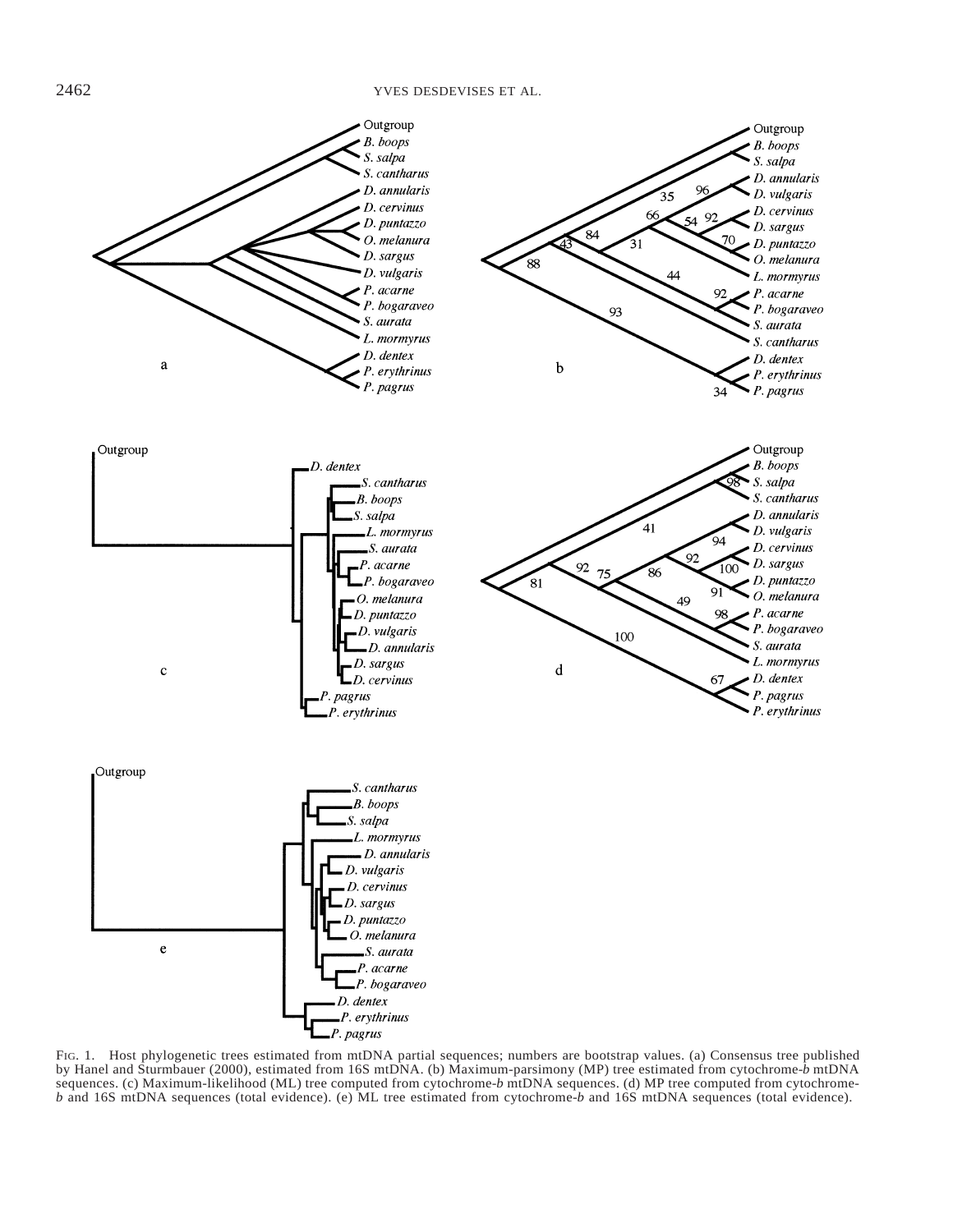FIG. 1. Host phylogenetic trees estimated from mtDNA partial sequences; numbers are bootstrap values. (a) Consensus tree published by Hanel and Sturmbauer (2000), estimated from 16S mtDNA. (b) Maximum-parsimony (MP) tree estimated from cytochrome-*b* mtDNA sequences. (c) Maximum-likelihood (ML) tree computed from cytochrome-*b* mtDNA sequences. (d) MP tree computed from cytochrome-*b* and 16S mtDNA sequences (total evidence). (e) ML tree estimated from cytochrome-*b* and 16S mtDNA sequences (total evidence).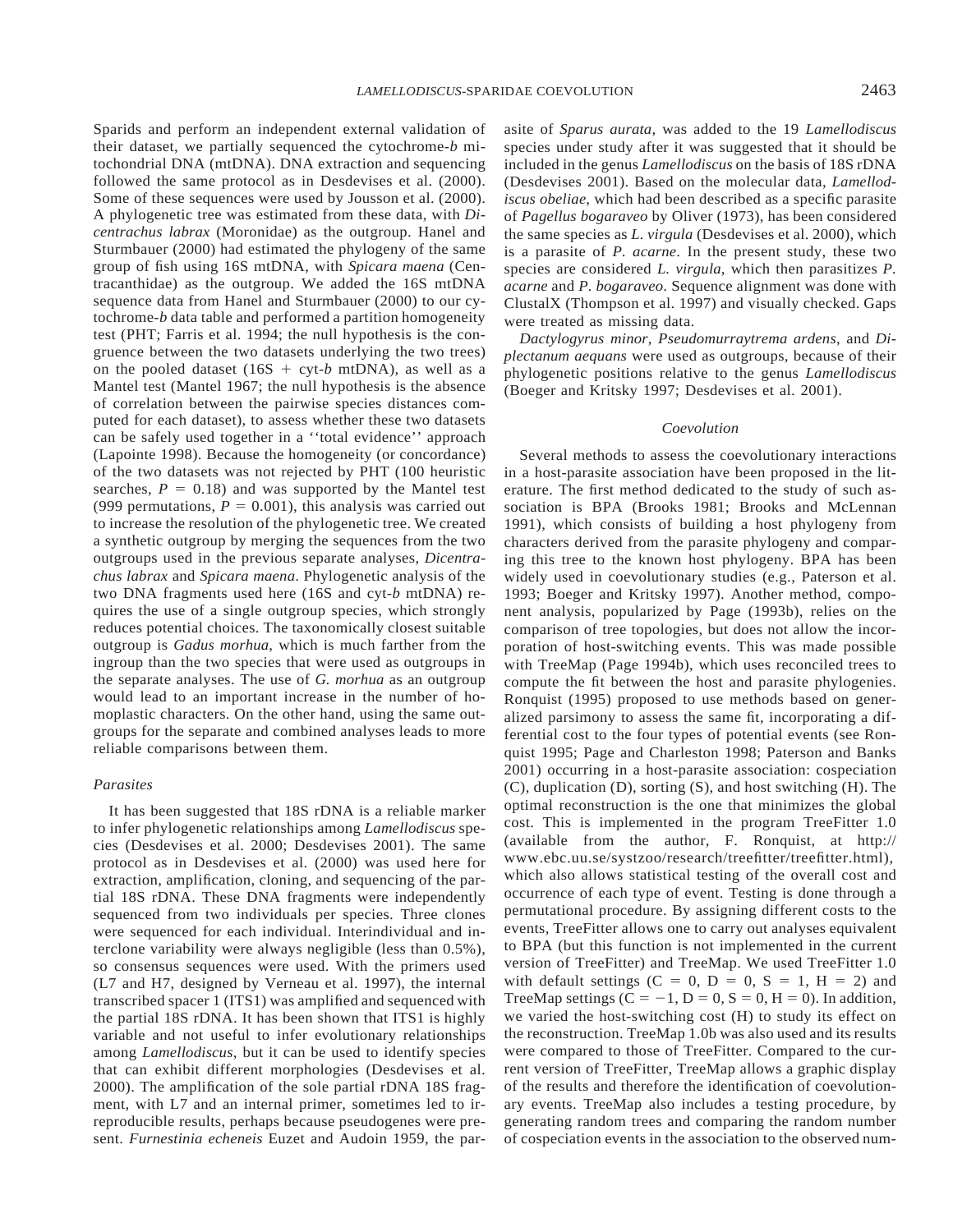Sparids and perform an independent external validation of their dataset, we partially sequenced the cytochrome-*b* mitochondrial DNA (mtDNA). DNA extraction and sequencing followed the same protocol as in Desdevises et al. (2000). Some of these sequences were used by Jousson et al. (2000). A phylogenetic tree was estimated from these data, with *Dicentrachus labrax* (Moronidae) as the outgroup. Hanel and Sturmbauer (2000) had estimated the phylogeny of the same group of fish using 16S mtDNA, with *Spicara maena* (Centracanthidae) as the outgroup. We added the 16S mtDNA sequence data from Hanel and Sturmbauer (2000) to our cytochrome-*b* data table and performed a partition homogeneity test (PHT; Farris et al. 1994; the null hypothesis is the congruence between the two datasets underlying the two trees) on the pooled dataset (16S + cyt-*b* mtDNA), as well as a Mantel test (Mantel 1967; the null hypothesis is the absence of correlation between the pairwise species distances computed for each dataset), to assess whether these two datasets can be safely used together in a ''total evidence'' approach (Lapointe 1998). Because the homogeneity (or concordance) of the two datasets was not rejected by PHT (100 heuristic searches, $P = 0.18$) and was supported by the Mantel test (999 permutations, $P = 0.001$), this analysis was carried out to increase the resolution of the phylogenetic tree. We created a synthetic outgroup by merging the sequences from the two outgroups used in the previous separate analyses, *Dicentrachus labrax* and *Spicara maena*. Phylogenetic analysis of the two DNA fragments used here (16S and cyt-*b* mtDNA) requires the use of a single outgroup species, which strongly reduces potential choices. The taxonomically closest suitable outgroup is *Gadus morhua*, which is much farther from the ingroup than the two species that were used as outgroups in the separate analyses. The use of *G. morhua* as an outgroup would lead to an important increase in the number of homoplastic characters. On the other hand, using the same outgroups for the separate and combined analyses leads to more reliable comparisons between them.

### *Parasites*

It has been suggested that 18S rDNA is a reliable marker to infer phylogenetic relationships among *Lamellodiscus* species (Desdevises et al. 2000; Desdevises 2001). The same protocol as in Desdevises et al. (2000) was used here for extraction, amplification, cloning, and sequencing of the partial 18S rDNA. These DNA fragments were independently sequenced from two individuals per species. Three clones were sequenced for each individual. Interindividual and interclone variability were always negligible (less than 0.5%), so consensus sequences were used. With the primers used (L7 and H7, designed by Verneau et al. 1997), the internal transcribed spacer 1 (ITS1) was amplified and sequenced with the partial 18S rDNA. It has been shown that ITS1 is highly variable and not useful to infer evolutionary relationships among *Lamellodiscus*, but it can be used to identify species that can exhibit different morphologies (Desdevises et al. 2000). The amplification of the sole partial rDNA 18S fragment, with L7 and an internal primer, sometimes led to irreproducible results, perhaps because pseudogenes were present. *Furnestinia echeneis* Euzet and Audoin 1959, the parasite of *Sparus aurata*, was added to the 19 *Lamellodiscus* species under study after it was suggested that it should be included in the genus *Lamellodiscus* on the basis of 18S rDNA (Desdevises 2001). Based on the molecular data, *Lamellodiscus obeliae*, which had been described as a specific parasite of *Pagellus bogaraveo* by Oliver (1973), has been considered the same species as *L. virgula* (Desdevises et al. 2000), which is a parasite of *P. acarne*. In the present study, these two species are considered *L. virgula*, which then parasitizes *P. acarne* and *P. bogaraveo*. Sequence alignment was done with ClustalX (Thompson et al. 1997) and visually checked. Gaps were treated as missing data.

*Dactylogyrus minor*, *Pseudomurraytrema ardens*, and *Diplectanum aequans* were used as outgroups, because of their phylogenetic positions relative to the genus *Lamellodiscus* (Boeger and Kritsky 1997; Desdevises et al. 2001).

### *Coevolution*

Several methods to assess the coevolutionary interactions in a host-parasite association have been proposed in the literature. The first method dedicated to the study of such association is BPA (Brooks 1981; Brooks and McLennan 1991), which consists of building a host phylogeny from characters derived from the parasite phylogeny and comparing this tree to the known host phylogeny. BPA has been widely used in coevolutionary studies (e.g., Paterson et al. 1993; Boeger and Kritsky 1997). Another method, component analysis, popularized by Page (1993b), relies on the comparison of tree topologies, but does not allow the incorporation of host-switching events. This was made possible with TreeMap (Page 1994b), which uses reconciled trees to compute the fit between the host and parasite phylogenies. Ronquist (1995) proposed to use methods based on generalized parsimony to assess the same fit, incorporating a differential cost to the four types of potential events (see Ronquist 1995; Page and Charleston 1998; Paterson and Banks 2001) occurring in a host-parasite association: cospeciation (C), duplication (D), sorting (S), and host switching (H). The optimal reconstruction is the one that minimizes the global cost. This is implemented in the program TreeFitter 1.0 (available from the author, F. Ronquist, at http://www.ebc.uu.se/systzoo/research/treefitter/treefitter.html), which also allows statistical testing of the overall cost and occurrence of each type of event. Testing is done through a permutational procedure. By assigning different costs to the events, TreeFitter allows one to carry out analyses equivalent to BPA (but this function is not implemented in the current version of TreeFitter) and TreeMap. We used TreeFitter 1.0 with default settings ($C = 0$, $D = 0$, $S = 1$, $H = 2$) and TreeMap settings ($C = -1$, $D = 0$, $S = 0$, $H = 0$). In addition, we varied the host-switching cost (H) to study its effect on the reconstruction. TreeMap 1.0b was also used and its results were compared to those of TreeFitter. Compared to the current version of TreeFitter, TreeMap allows a graphic display of the results and therefore the identification of coevolutionary events. TreeMap also includes a testing procedure, by generating random trees and comparing the random number of cospeciation events in the association to the observed num-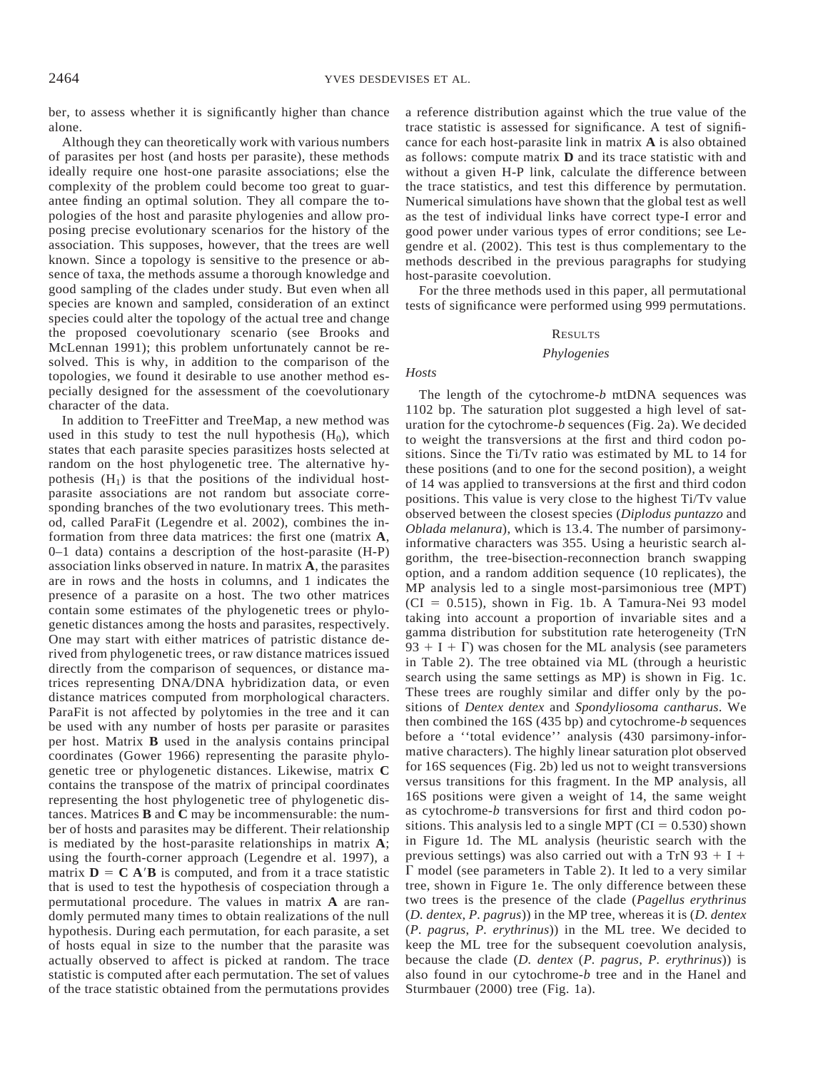ber, to assess whether it is significantly higher than chance alone.

Although they can theoretically work with various numbers of parasites per host (and hosts per parasite), these methods ideally require one host-one parasite associations; else the complexity of the problem could become too great to guarantee finding an optimal solution. They all compare the topologies of the host and parasite phylogenies and allow proposing precise evolutionary scenarios for the history of the association. This supposes, however, that the trees are well known. Since a topology is sensitive to the presence or absence of taxa, the methods assume a thorough knowledge and good sampling of the clades under study. But even when all species are known and sampled, consideration of an extinct species could alter the topology of the actual tree and change the proposed coevolutionary scenario (see Brooks and McLennan 1991); this problem unfortunately cannot be resolved. This is why, in addition to the comparison of the topologies, we found it desirable to use another method especially designed for the assessment of the coevolutionary character of the data.

In addition to TreeFitter and TreeMap, a new method was used in this study to test the null hypothesis ($H_0$), which states that each parasite species parasitizes hosts selected at random on the host phylogenetic tree. The alternative hypothesis ($H_1$) is that the positions of the individual host-parasite associations are not random but associate corresponding branches of the two evolutionary trees. This method, called ParaFit (Legendre et al. 2002), combines the information from three data matrices: the first one (matrix **A**, 0–1 data) contains a description of the host-parasite (H-P) association links observed in nature. In matrix **A**, the parasites are in rows and the hosts in columns, and 1 indicates the presence of a parasite on a host. The two other matrices contain some estimates of the phylogenetic trees or phylogenetic distances among the hosts and parasites, respectively. One may start with either matrices of patristic distance derived from phylogenetic trees, or raw distance matrices issued directly from the comparison of sequences, or distance matrices representing DNA/DNA hybridization data, or even distance matrices computed from morphological characters. ParaFit is not affected by polytomies in the tree and it can be used with any number of hosts per parasite or parasites per host. Matrix **B** used in the analysis contains principal coordinates (Gower 1966) representing the parasite phylogenetic tree or phylogenetic distances. Likewise, matrix **C** contains the transpose of the matrix of principal coordinates representing the host phylogenetic tree of phylogenetic distances. Matrices **B** and **C** may be incommensurable: the number of hosts and parasites may be different. Their relationship is mediated by the host-parasite relationships in matrix **A**; using the fourth-corner approach (Legendre et al. 1997), a matrix $\mathbf{D} = \mathbf{C}\,\mathbf{A}'\mathbf{B}$ is computed, and from it a trace statistic that is used to test the hypothesis of cospeciation through a permutational procedure. The values in matrix **A** are randomly permuted many times to obtain realizations of the null hypothesis. During each permutation, for each parasite, a set of hosts equal in size to the number that the parasite was actually observed to affect is picked at random. The trace statistic is computed after each permutation. The set of values of the trace statistic obtained from the permutations provides a reference distribution against which the true value of the trace statistic is assessed for significance. A test of significance for each host-parasite link in matrix **A** is also obtained as follows: compute matrix **D** and its trace statistic with and without a given H-P link, calculate the difference between the trace statistics, and test this difference by permutation. Numerical simulations have shown that the global test as well as the test of individual links have correct type-I error and good power under various types of error conditions; see Legendre et al. (2002). This test is thus complementary to the methods described in the previous paragraphs for studying host-parasite coevolution.

For the three methods used in this paper, all permutational tests of significance were performed using 999 permutations.

## Results

### *Phylogenies*

#### *Hosts*

The length of the cytochrome-*b* mtDNA sequences was 1102 bp. The saturation plot suggested a high level of saturation for the cytochrome-*b* sequences (Fig. 2a). We decided to weight the transversions at the first and third codon positions. Since the Ti/Tv ratio was estimated by ML to 14 for these positions (and to one for the second position), a weight of 14 was applied to transversions at the first and third codon positions. This value is very close to the highest Ti/Tv value observed between the closest species (*Diplodus puntazzo* and *Oblada melanura*), which is 13.4. The number of parsimony-informative characters was 355. Using a heuristic search algorithm, the tree-bisection-reconnection branch swapping option, and a random addition sequence (10 replicates), the MP analysis led to a single most-parsimonious tree (MPT) (CI = 0.515), shown in Fig. 1b. A Tamura-Nei 93 model taking into account a proportion of invariable sites and a gamma distribution for substitution rate heterogeneity (TrN $93 + \mathrm{I} + \Gamma$) was chosen for the ML analysis (see parameters in Table 2). The tree obtained via ML (through a heuristic search using the same settings as MP) is shown in Fig. 1c. These trees are roughly similar and differ only by the positions of *Dentex dentex* and *Spondyliosoma cantharus*. We then combined the 16S (435 bp) and cytochrome-*b* sequences before a ''total evidence'' analysis (430 parsimony-informative characters). The highly linear saturation plot observed for 16S sequences (Fig. 2b) led us not to weight transversions versus transitions for this fragment. In the MP analysis, all 16S positions were given a weight of 14, the same weight as cytochrome-*b* transversions for first and third codon positions. This analysis led to a single MPT (CI = 0.530) shown in Figure 1d. The ML analysis (heuristic search with the previous settings) was also carried out with a TrN $93 + \mathrm{I} + \Gamma$ model (see parameters in Table 2). It led to a very similar tree, shown in Figure 1e. The only difference between these two trees is the presence of the clade (*Pagellus erythrinus* (*D. dentex*, *P. pagrus*)) in the MP tree, whereas it is (*D. dentex* (*P. pagrus*, *P. erythrinus*)) in the ML tree. We decided to keep the ML tree for the subsequent coevolution analysis, because the clade (*D. dentex* (*P. pagrus*, *P. erythrinus*)) is also found in our cytochrome-*b* tree and in the Hanel and Sturmbauer (2000) tree (Fig. 1a).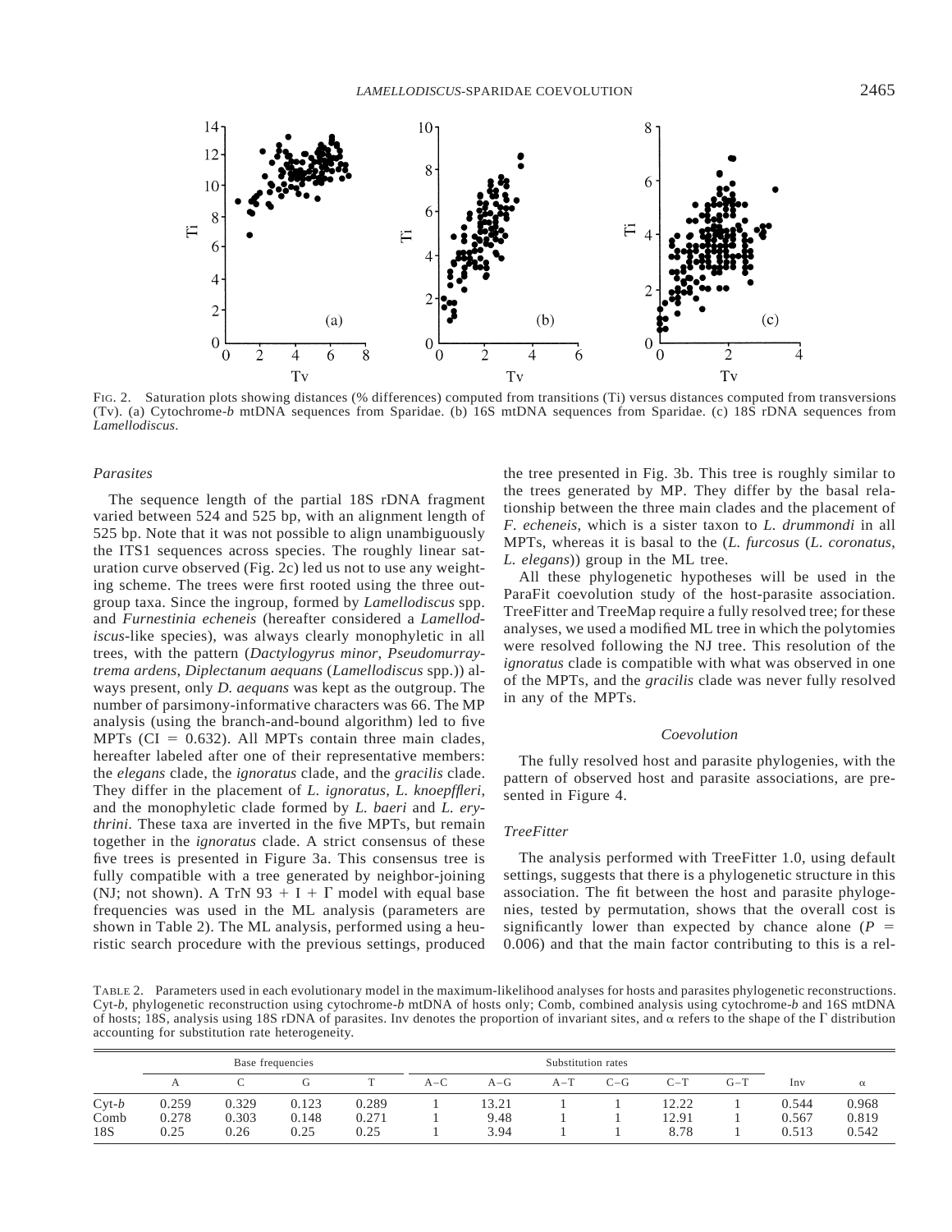FIG. 2. Saturation plots showing distances (% differences) computed from transitions (Ti) versus distances computed from transversions (Tv). (a) Cytochrome-*b* mtDNA sequences from Sparidae. (b) 16S mtDNA sequences from Sparidae. (c) 18S rDNA sequences from *Lamellodiscus*.

### *Parasites*

The sequence length of the partial 18S rDNA fragment varied between 524 and 525 bp, with an alignment length of 525 bp. Note that it was not possible to align unambiguously the ITS1 sequences across species. The roughly linear saturation curve observed (Fig. 2c) led us not to use any weighting scheme. The trees were first rooted using the three outgroup taxa. Since the ingroup, formed by *Lamellodiscus* spp. and *Furnestinia echeneis* (hereafter considered a *Lamellodiscus*-like species), was always clearly monophyletic in all trees, with the pattern (*Dactylogyrus minor, Pseudomurraytrema ardens*, *Diplectanum aequans* (*Lamellodiscus* spp.)) always present, only *D. aequans* was kept as the outgroup. The number of parsimony-informative characters was 66. The MP analysis (using the branch-and-bound algorithm) led to five MPTs (CI = 0.632). All MPTs contain three main clades, hereafter labeled after one of their representative members: the *elegans* clade, the *ignoratus* clade, and the *gracilis* clade. They differ in the placement of *L. ignoratus*, *L. knoepffleri*, and the monophyletic clade formed by *L. baeri* and *L. erythrini*. These taxa are inverted in the five MPTs, but remain together in the *ignoratus* clade. A strict consensus of these five trees is presented in Figure 3a. This consensus tree is fully compatible with a tree generated by neighbor-joining (NJ; not shown). A TrN 93 + I + Γ model with equal base frequencies was used in the ML analysis (parameters are shown in Table 2). The ML analysis, performed using a heuristic search procedure with the previous settings, produced the tree presented in Fig. 3b. This tree is roughly similar to the trees generated by MP. They differ by the basal relationship between the three main clades and the placement of *F. echeneis*, which is a sister taxon to *L. drummondi* in all MPTs, whereas it is basal to the (*L. furcosus* (*L. coronatus*, *L. elegans*)) group in the ML tree.

All these phylogenetic hypotheses will be used in the ParaFit coevolution study of the host-parasite association. TreeFitter and TreeMap require a fully resolved tree; for these analyses, we used a modified ML tree in which the polytomies were resolved following the NJ tree. This resolution of the *ignoratus* clade is compatible with what was observed in one of the MPTs, and the *gracilis* clade was never fully resolved in any of the MPTs.

## *Coevolution*

The fully resolved host and parasite phylogenies, with the pattern of observed host and parasite associations, are presented in Figure 4.

### *TreeFitter*

The analysis performed with TreeFitter 1.0, using default settings, suggests that there is a phylogenetic structure in this association. The fit between the host and parasite phylogenies, tested by permutation, shows that the overall cost is significantly lower than expected by chance alone ($P$ = 0.006) and that the main factor contributing to this is a rel-

TABLE 2. Parameters used in each evolutionary model in the maximum-likelihood analyses for hosts and parasites phylogenetic reconstructions. Cyt-*b*, phylogenetic reconstruction using cytochrome-*b* mtDNA of hosts only; Comb, combined analysis using cytochrome-*b* and 16S mtDNA of hosts; 18S, analysis using 18S rDNA of parasites. Inv denotes the proportion of invariant sites, and α refers to the shape of the Γ distribution accounting for substitution rate heterogeneity.

| | Base frequencies | | | | Substitution rates | | | | | | | |
|---|---|---|---|---|---|---|---|---|---|---|---|---|
| | A | C | G | T | A–C | A–G | A–T | C–G | C–T | G–T | Inv | α |
| Cyt-*b* | 0.259 | 0.329 | 0.123 | 0.289 | 1 | 13.21 | 1 | 1 | 12.22 | 1 | 0.544 | 0.968 |
| Comb | 0.278 | 0.303 | 0.148 | 0.271 | 1 | 9.48 | 1 | 1 | 12.91 | 1 | 0.567 | 0.819 |
| 18S | 0.25 | 0.26 | 0.25 | 0.25 | 1 | 3.94 | 1 | 1 | 8.78 | 1 | 0.513 | 0.542 |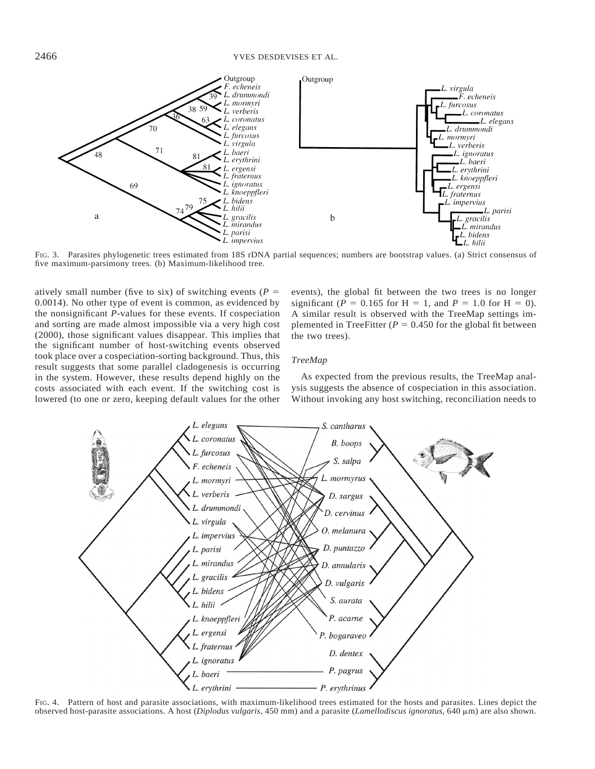FIG. 3. Parasites phylogenetic trees estimated from 18S rDNA partial sequences; numbers are bootstrap values. (a) Strict consensus of five maximum-parsimony trees. (b) Maximum-likelihood tree.

atively small number (five to six) of switching events ($P = 0.0014$). No other type of event is common, as evidenced by the nonsignificant $P$-values for these events. If cospeciation and sorting are made almost impossible via a very high cost (2000), those significant values disappear. This implies that the significant number of host-switching events observed took place over a cospeciation-sorting background. Thus, this result suggests that some parallel cladogenesis is occurring in the system. However, these results depend highly on the costs associated with each event. If the switching cost is lowered (to one or zero, keeping default values for the other events), the global fit between the two trees is no longer significant ($P = 0.165$ for H = 1, and $P = 1.0$ for H = 0). A similar result is observed with the TreeMap settings implemented in TreeFitter ($P = 0.450$ for the global fit between the two trees).

### *TreeMap*

As expected from the previous results, the TreeMap analysis suggests the absence of cospeciation in this association. Without invoking any host switching, reconciliation needs to

FIG. 4. Pattern of host and parasite associations, with maximum-likelihood trees estimated for the hosts and parasites. Lines depict the observed host-parasite associations. A host (*Diplodus vulgaris*, 450 mm) and a parasite (*Lamellodiscus ignoratus*, 640 μm) are also shown.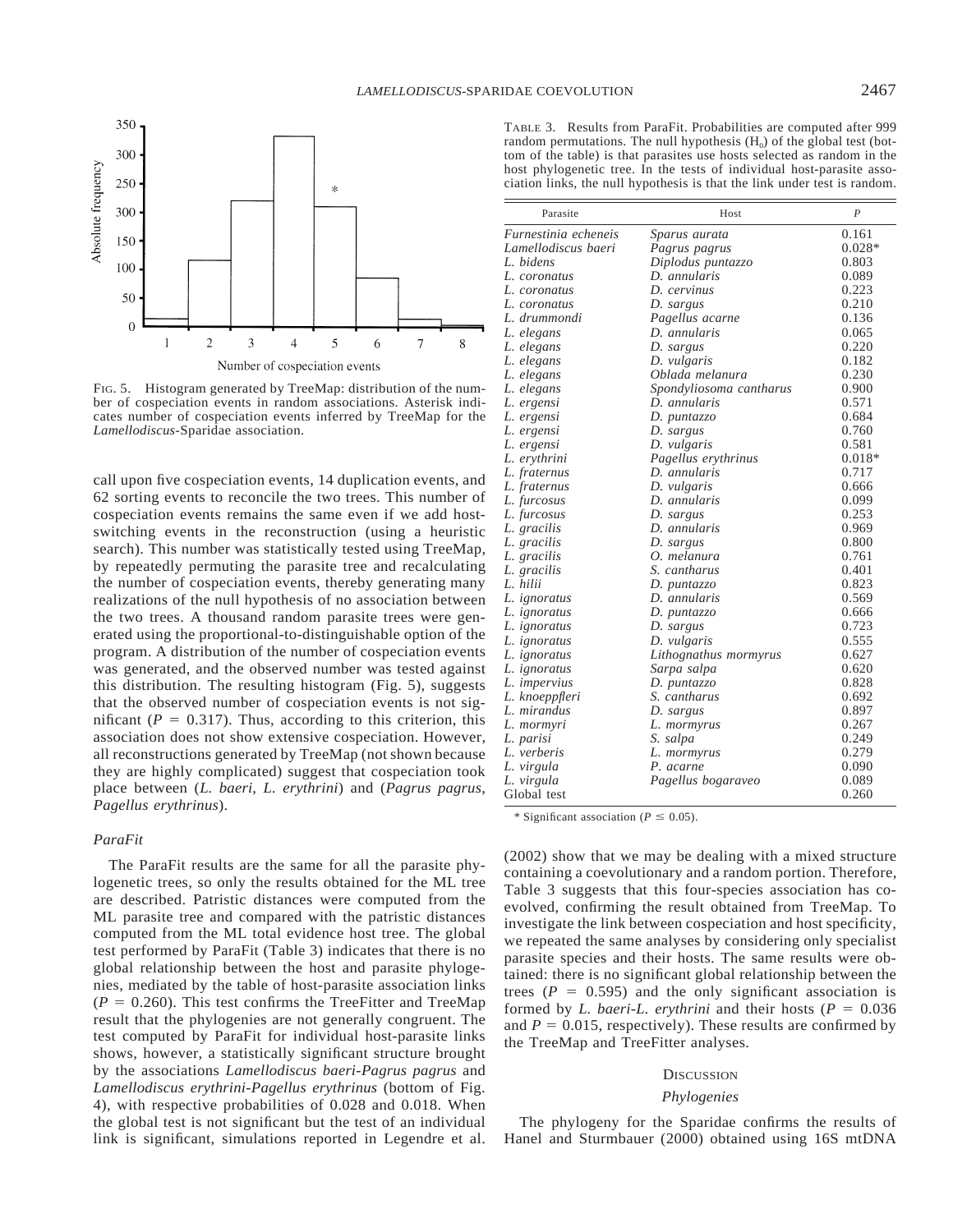FIG. 5. Histogram generated by TreeMap: distribution of the number of cospeciation events in random associations. Asterisk indicates number of cospeciation events inferred by TreeMap for the *Lamellodiscus*-Sparidae association.

call upon five cospeciation events, 14 duplication events, and 62 sorting events to reconcile the two trees. This number of cospeciation events remains the same even if we add host-switching events in the reconstruction (using a heuristic search). This number was statistically tested using TreeMap, by repeatedly permuting the parasite tree and recalculating the number of cospeciation events, thereby generating many realizations of the null hypothesis of no association between the two trees. A thousand random parasite trees were generated using the proportional-to-distinguishable option of the program. A distribution of the number of cospeciation events was generated, and the observed number was tested against this distribution. The resulting histogram (Fig. 5), suggests that the observed number of cospeciation events is not significant ($P = 0.317$). Thus, according to this criterion, this association does not show extensive cospeciation. However, all reconstructions generated by TreeMap (not shown because they are highly complicated) suggest that cospeciation took place between (*L. baeri*, *L. erythrini*) and (*Pagrus pagrus*, *Pagellus erythrinus*).

### *ParaFit*

The ParaFit results are the same for all the parasite phylogenetic trees, so only the results obtained for the ML tree are described. Patristic distances were computed from the ML parasite tree and compared with the patristic distances computed from the ML total evidence host tree. The global test performed by ParaFit (Table 3) indicates that there is no global relationship between the host and parasite phylogenies, mediated by the table of host-parasite association links ($P = 0.260$). This test confirms the TreeFitter and TreeMap result that the phylogenies are not generally congruent. The test computed by ParaFit for individual host-parasite links shows, however, a statistically significant structure brought by the associations *Lamellodiscus baeri*-*Pagrus pagrus* and *Lamellodiscus erythrini*-*Pagellus erythrinus* (bottom of Fig. 4), with respective probabilities of 0.028 and 0.018. When the global test is not significant but the test of an individual link is significant, simulations reported in Legendre et al. (2002) show that we may be dealing with a mixed structure containing a coevolutionary and a random portion. Therefore, Table 3 suggests that this four-species association has coevolved, confirming the result obtained from TreeMap. To investigate the link between cospeciation and host specificity, we repeated the same analyses by considering only specialist parasite species and their hosts. The same results were obtained: there is no significant global relationship between the trees ($P = 0.595$) and the only significant association is formed by *L. baeri*-*L. erythrini* and their hosts ($P = 0.036$ and $P = 0.015$, respectively). These results are confirmed by the TreeMap and TreeFitter analyses.

TABLE 3. Results from ParaFit. Probabilities are computed after 999 random permutations. The null hypothesis ($H_0$) of the global test (bottom of the table) is that parasites use hosts selected as random in the host phylogenetic tree. In the tests of individual host-parasite association links, the null hypothesis is that the link under test is random.

| Parasite | Host | $P$ |
|---|---|---|
| *Furnestinia echeneis* | *Sparus aurata* | 0.161 |
| *Lamellodiscus baeri* | *Pagrus pagrus* | 0.028* |
| *L. bidens* | *Diplodus puntazzo* | 0.803 |
| *L. coronatus* | *D. annularis* | 0.089 |
| *L. coronatus* | *D. cervinus* | 0.223 |
| *L. coronatus* | *D. sargus* | 0.210 |
| *L. drummondi* | *Pagellus acarne* | 0.136 |
| *L. elegans* | *D. annularis* | 0.065 |
| *L. elegans* | *D. sargus* | 0.220 |
| *L. elegans* | *D. vulgaris* | 0.182 |
| *L. elegans* | *Oblada melanura* | 0.230 |
| *L. elegans* | *Spondyliosoma cantharus* | 0.900 |
| *L. ergensi* | *D. annularis* | 0.571 |
| *L. ergensi* | *D. puntazzo* | 0.684 |
| *L. ergensi* | *D. sargus* | 0.760 |
| *L. ergensi* | *D. vulgaris* | 0.581 |
| *L. erythrini* | *Pagellus erythrinus* | 0.018* |
| *L. fraternus* | *D. annularis* | 0.717 |
| *L. fraternus* | *D. vulgaris* | 0.666 |
| *L. furcosus* | *D. annularis* | 0.099 |
| *L. furcosus* | *D. sargus* | 0.253 |
| *L. gracilis* | *D. annularis* | 0.969 |
| *L. gracilis* | *D. sargus* | 0.800 |
| *L. gracilis* | *O. melanura* | 0.761 |
| *L. gracilis* | *S. cantharus* | 0.401 |
| *L. hilii* | *D. puntazzo* | 0.823 |
| *L. ignoratus* | *D. annularis* | 0.569 |
| *L. ignoratus* | *D. puntazzo* | 0.666 |
| *L. ignoratus* | *D. sargus* | 0.723 |
| *L. ignoratus* | *D. vulgaris* | 0.555 |
| *L. ignoratus* | *Lithognathus mormyrus* | 0.627 |
| *L. ignoratus* | *Sarpa salpa* | 0.620 |
| *L. impervius* | *D. puntazzo* | 0.828 |
| *L. knoeppfleri* | *S. cantharus* | 0.692 |
| *L. mirandus* | *D. sargus* | 0.897 |
| *L. mormyri* | *L. mormyrus* | 0.267 |
| *L. parisi* | *S. salpa* | 0.249 |
| *L. verberis* | *L. mormyrus* | 0.279 |
| *L. virgula* | *P. acarne* | 0.090 |
| *L. virgula* | *Pagellus bogaraveo* | 0.089 |
| Global test | | 0.260 |

\* Significant association ($P \leq 0.05$).

## DISCUSSION

### *Phylogenies*

The phylogeny for the Sparidae confirms the results of Hanel and Sturmbauer (2000) obtained using 16S mtDNA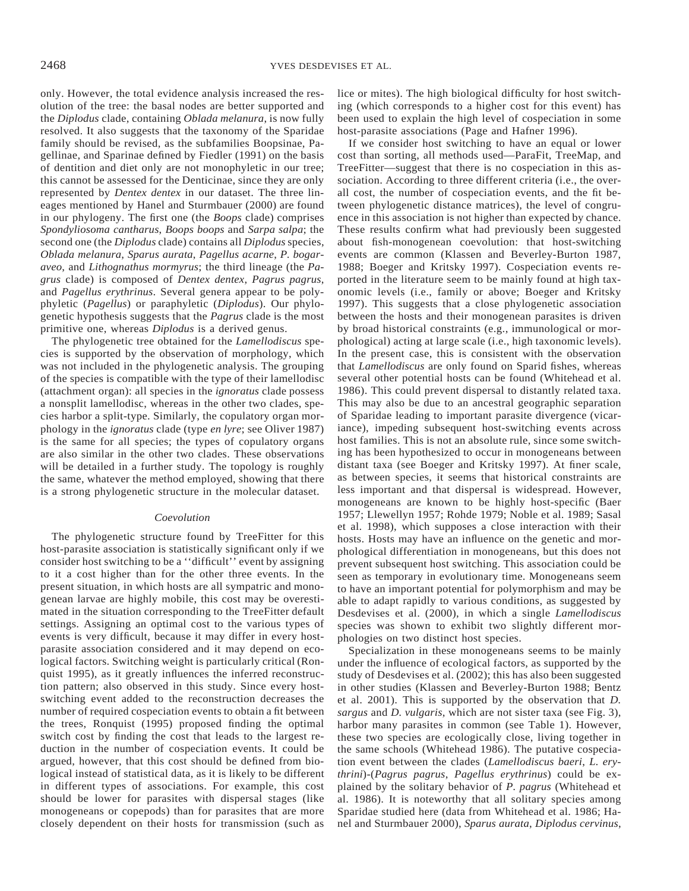only. However, the total evidence analysis increased the resolution of the tree: the basal nodes are better supported and the *Diplodus* clade, containing *Oblada melanura*, is now fully resolved. It also suggests that the taxonomy of the Sparidae family should be revised, as the subfamilies Boopsinae, Pagellinae, and Sparinae defined by Fiedler (1991) on the basis of dentition and diet only are not monophyletic in our tree; this cannot be assessed for the Denticinae, since they are only represented by *Dentex dentex* in our dataset. The three lineages mentioned by Hanel and Sturmbauer (2000) are found in our phylogeny. The first one (the *Boops* clade) comprises *Spondyliosoma cantharus*, *Boops boops* and *Sarpa salpa*; the second one (the *Diplodus* clade) contains all *Diplodus* species, *Oblada melanura*, *Sparus aurata*, *Pagellus acarne*, *P. bogaraveo*, and *Lithognathus mormyrus*; the third lineage (the *Pagrus* clade) is composed of *Dentex dentex*, *Pagrus pagrus*, and *Pagellus erythrinus*. Several genera appear to be polyphyletic (*Pagellus*) or paraphyletic (*Diplodus*). Our phylogenetic hypothesis suggests that the *Pagrus* clade is the most primitive one, whereas *Diplodus* is a derived genus.

The phylogenetic tree obtained for the *Lamellodiscus* species is supported by the observation of morphology, which was not included in the phylogenetic analysis. The grouping of the species is compatible with the type of their lamellodisc (attachment organ): all species in the *ignoratus* clade possess a nonsplit lamellodisc, whereas in the other two clades, species harbor a split-type. Similarly, the copulatory organ morphology in the *ignoratus* clade (type *en lyre*; see Oliver 1987) is the same for all species; the types of copulatory organs are also similar in the other two clades. These observations will be detailed in a further study. The topology is roughly the same, whatever the method employed, showing that there is a strong phylogenetic structure in the molecular dataset.

### *Coevolution*

The phylogenetic structure found by TreeFitter for this host-parasite association is statistically significant only if we consider host switching to be a ''difficult'' event by assigning to it a cost higher than for the other three events. In the present situation, in which hosts are all sympatric and monogenean larvae are highly mobile, this cost may be overestimated in the situation corresponding to the TreeFitter default settings. Assigning an optimal cost to the various types of events is very difficult, because it may differ in every host-parasite association considered and it may depend on ecological factors. Switching weight is particularly critical (Ronquist 1995), as it greatly influences the inferred reconstruction pattern; also observed in this study. Since every host-switching event added to the reconstruction decreases the number of required cospeciation events to obtain a fit between the trees, Ronquist (1995) proposed finding the optimal switch cost by finding the cost that leads to the largest reduction in the number of cospeciation events. It could be argued, however, that this cost should be defined from biological instead of statistical data, as it is likely to be different in different types of associations. For example, this cost should be lower for parasites with dispersal stages (like monogeneans or copepods) than for parasites that are more closely dependent on their hosts for transmission (such as lice or mites). The high biological difficulty for host switching (which corresponds to a higher cost for this event) has been used to explain the high level of cospeciation in some host-parasite associations (Page and Hafner 1996).

If we consider host switching to have an equal or lower cost than sorting, all methods used—ParaFit, TreeMap, and TreeFitter—suggest that there is no cospeciation in this association. According to three different criteria (i.e., the overall cost, the number of cospeciation events, and the fit between phylogenetic distance matrices), the level of congruence in this association is not higher than expected by chance. These results confirm what had previously been suggested about fish-monogenean coevolution: that host-switching events are common (Klassen and Beverley-Burton 1987, 1988; Boeger and Kritsky 1997). Cospeciation events reported in the literature seem to be mainly found at high taxonomic levels (i.e., family or above; Boeger and Kritsky 1997). This suggests that a close phylogenetic association between the hosts and their monogenean parasites is driven by broad historical constraints (e.g., immunological or morphological) acting at large scale (i.e., high taxonomic levels). In the present case, this is consistent with the observation that *Lamellodiscus* are only found on Sparid fishes, whereas several other potential hosts can be found (Whitehead et al. 1986). This could prevent dispersal to distantly related taxa. This may also be due to an ancestral geographic separation of Sparidae leading to important parasite divergence (vicariance), impeding subsequent host-switching events across host families. This is not an absolute rule, since some switching has been hypothesized to occur in monogeneans between distant taxa (see Boeger and Kritsky 1997). At finer scale, as between species, it seems that historical constraints are less important and that dispersal is widespread. However, monogeneans are known to be highly host-specific (Baer 1957; Llewellyn 1957; Rohde 1979; Noble et al. 1989; Sasal et al. 1998), which supposes a close interaction with their hosts. Hosts may have an influence on the genetic and morphological differentiation in monogeneans, but this does not prevent subsequent host switching. This association could be seen as temporary in evolutionary time. Monogeneans seem to have an important potential for polymorphism and may be able to adapt rapidly to various conditions, as suggested by Desdevises et al. (2000), in which a single *Lamellodiscus* species was shown to exhibit two slightly different morphologies on two distinct host species.

Specialization in these monogeneans seems to be mainly under the influence of ecological factors, as supported by the study of Desdevises et al. (2002); this has also been suggested in other studies (Klassen and Beverley-Burton 1988; Bentz et al. 2001). This is supported by the observation that *D. sargus* and *D. vulgaris*, which are not sister taxa (see Fig. 3), harbor many parasites in common (see Table 1). However, these two species are ecologically close, living together in the same schools (Whitehead 1986). The putative cospeciation event between the clades (*Lamellodiscus baeri*, *L. erythrini*)-(*Pagrus pagrus*, *Pagellus erythrinus*) could be explained by the solitary behavior of *P. pagrus* (Whitehead et al. 1986). It is noteworthy that all solitary species among Sparidae studied here (data from Whitehead et al. 1986; Hanel and Sturmbauer 2000), *Sparus aurata*, *Diplodus cervinus*,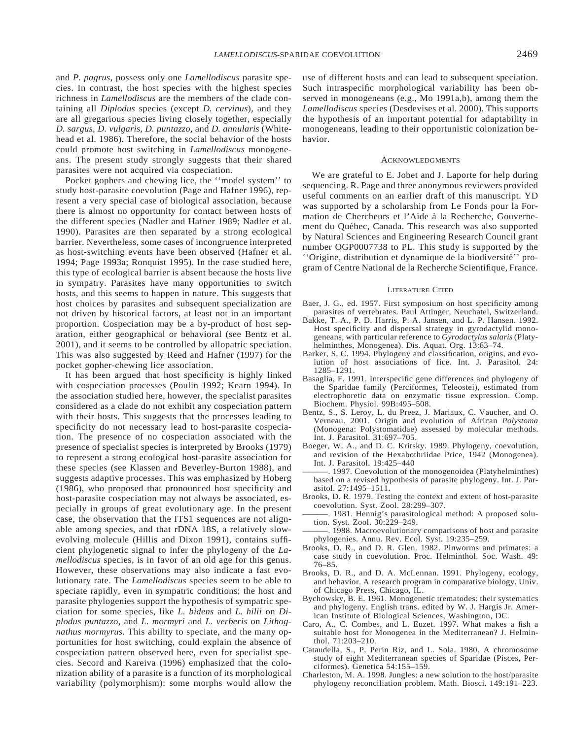and *P. pagrus*, possess only one *Lamellodiscus* parasite species. In contrast, the host species with the highest species richness in *Lamellodiscus* are the members of the clade containing all *Diplodus* species (except *D. cervinus*), and they are all gregarious species living closely together, especially *D. sargus*, *D. vulgaris*, *D. puntazzo*, and *D. annularis* (Whitehead et al. 1986). Therefore, the social behavior of the hosts could promote host switching in *Lamellodiscus* monogeneans. The present study strongly suggests that their shared parasites were not acquired via cospeciation.

Pocket gophers and chewing lice, the ''model system'' to study host-parasite coevolution (Page and Hafner 1996), represent a very special case of biological association, because there is almost no opportunity for contact between hosts of the different species (Nadler and Hafner 1989; Nadler et al. 1990). Parasites are then separated by a strong ecological barrier. Nevertheless, some cases of incongruence interpreted as host-switching events have been observed (Hafner et al. 1994; Page 1993a; Ronquist 1995). In the case studied here, this type of ecological barrier is absent because the hosts live in sympatry. Parasites have many opportunities to switch hosts, and this seems to happen in nature. This suggests that host choices by parasites and subsequent specialization are not driven by historical factors, at least not in an important proportion. Cospeciation may be a by-product of host separation, either geographical or behavioral (see Bentz et al. 2001), and it seems to be controlled by allopatric speciation. This was also suggested by Reed and Hafner (1997) for the pocket gopher-chewing lice association.

It has been argued that host specificity is highly linked with cospeciation processes (Poulin 1992; Kearn 1994). In the association studied here, however, the specialist parasites considered as a clade do not exhibit any cospeciation pattern with their hosts. This suggests that the processes leading to specificity do not necessary lead to host-parasite cospeciation. The presence of no cospeciation associated with the presence of specialist species is interpreted by Brooks (1979) to represent a strong ecological host-parasite association for these species (see Klassen and Beverley-Burton 1988), and suggests adaptive processes. This was emphasized by Hoberg (1986), who proposed that pronounced host specificity and host-parasite cospeciation may not always be associated, especially in groups of great evolutionary age. In the present case, the observation that the ITS1 sequences are not alignable among species, and that rDNA 18S, a relatively slow-evolving molecule (Hillis and Dixon 1991), contains sufficient phylogenetic signal to infer the phylogeny of the *Lamellodiscus* species, is in favor of an old age for this genus. However, these observations may also indicate a fast evolutionary rate. The *Lamellodiscus* species seem to be able to speciate rapidly, even in sympatric conditions; the host and parasite phylogenies support the hypothesis of sympatric speciation for some species, like *L. bidens* and *L. hilii* on *Diplodus puntazzo*, and *L. mormyri* and *L. verberis* on *Lithognathus mormyrus*. This ability to speciate, and the many opportunities for host switching, could explain the absence of cospeciation pattern observed here, even for specialist species. Secord and Kareiva (1996) emphasized that the colonization ability of a parasite is a function of its morphological variability (polymorphism): some morphs would allow the use of different hosts and can lead to subsequent speciation. Such intraspecific morphological variability has been observed in monogeneans (e.g., Mo 1991a,b), among them the *Lamellodiscus* species (Desdevises et al. 2000). This supports the hypothesis of an important potential for adaptability in monogeneans, leading to their opportunistic colonization behavior.

## Acknowledgments

We are grateful to E. Jobet and J. Laporte for help during sequencing. R. Page and three anonymous reviewers provided useful comments on an earlier draft of this manuscript. YD was supported by a scholarship from Le Fonds pour la Formation de Chercheurs et l'Aide à la Recherche, Gouvernement du Québec, Canada. This research was also supported by Natural Sciences and Engineering Research Council grant number OGP0007738 to PL. This study is supported by the ''Origine, distribution et dynamique de la biodiversité'' program of Centre National de la Recherche Scientifique, France.

## Literature Cited

Baer, J. G., ed. 1957. First symposium on host specificity among parasites of vertebrates. Paul Attinger, Neuchatel, Switzerland.

Bakke, T. A., P. D. Harris, P. A. Jansen, and L. P. Hansen. 1992. Host specificity and dispersal strategy in gyrodactylid monogeneans, with particular reference to *Gyrodactylus salaris* (Platyhelminthes, Monogenea). Dis. Aquat. Org. 13:63–74.

Barker, S. C. 1994. Phylogeny and classification, origins, and evolution of host associations of lice. Int. J. Parasitol. 24: 1285–1291.

Basaglia, F. 1991. Interspecific gene differences and phylogeny of the Sparidae family (Perciformes, Teleostei), estimated from electrophoretic data on enzymatic tissue expression. Comp. Biochem. Physiol. 99B:495–508.

Bentz, S., S. Leroy, L. du Preez, J. Mariaux, C. Vaucher, and O. Verneau. 2001. Origin and evolution of African *Polystoma* (Monogena: Polystomatidae) assessed by molecular methods. Int. J. Parasitol. 31:697–705.

Boeger, W. A., and D. C. Kritsky. 1989. Phylogeny, coevolution, and revision of the Hexabothriidae Price, 1942 (Monogenea). Int. J. Parasitol. 19:425–440

———. 1997. Coevolution of the monogenoidea (Platyhelminthes) based on a revised hypothesis of parasite phylogeny. Int. J. Parasitol. 27:1495–1511.

Brooks, D. R. 1979. Testing the context and extent of host-parasite coevolution. Syst. Zool. 28:299–307.

———. 1981. Hennig's parasitological method: A proposed solution. Syst. Zool. 30:229–249.

———. 1988. Macroevolutionary comparisons of host and parasite phylogenies. Annu. Rev. Ecol. Syst. 19:235–259.

Brooks, D. R., and D. R. Glen. 1982. Pinworms and primates: a case study in coevolution. Proc. Helminthol. Soc. Wash. 49: 76–85.

Brooks, D. R., and D. A. McLennan. 1991. Phylogeny, ecology, and behavior. A research program in comparative biology. Univ. of Chicago Press, Chicago, IL.

Bychowsky, B. E. 1961. Monogenetic trematodes: their systematics and phylogeny. English trans. edited by W. J. Hargis Jr. American Institute of Biological Sciences, Washington, DC.

Caro, A., C. Combes, and L. Euzet. 1997. What makes a fish a suitable host for Monogenea in the Mediterranean? J. Helminthol. 71:203–210.

Cataudella, S., P. Perin Riz, and L. Sola. 1980. A chromosome study of eight Mediterranean species of Sparidae (Pisces, Perciformes). Genetica 54:155–159.

Charleston, M. A. 1998. Jungles: a new solution to the host/parasite phylogeny reconciliation problem. Math. Biosci. 149:191–223.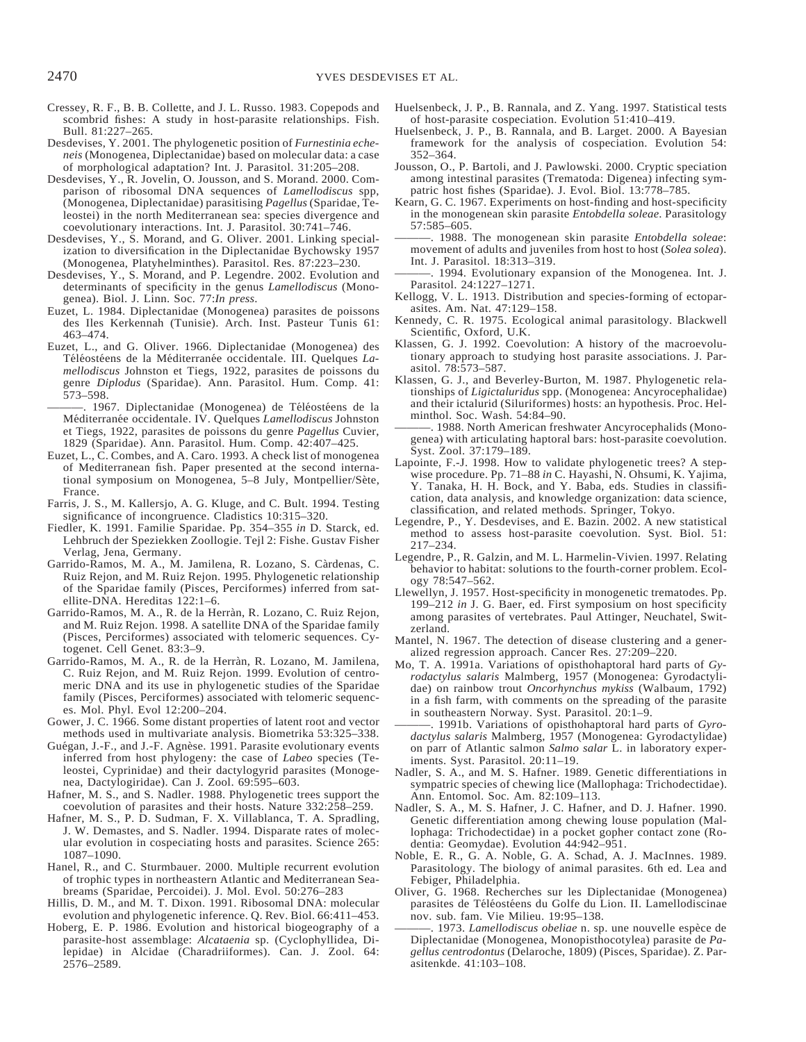Cressey, R. F., B. B. Collette, and J. L. Russo. 1983. Copepods and scombrid fishes: A study in host-parasite relationships. Fish. Bull. 81:227–265.

Desdevises, Y. 2001. The phylogenetic position of *Furnestinia echeneis* (Monogenea, Diplectanidae) based on molecular data: a case of morphological adaptation? Int. J. Parasitol. 31:205–208.

Desdevises, Y., R. Jovelin, O. Jousson, and S. Morand. 2000. Comparison of ribosomal DNA sequences of *Lamellodiscus* spp, (Monogenea, Diplectanidae) parasitising *Pagellus* (Sparidae, Teleostei) in the north Mediterranean sea: species divergence and coevolutionary interactions. Int. J. Parasitol. 30:741–746.

Desdevises, Y., S. Morand, and G. Oliver. 2001. Linking specialization to diversification in the Diplectanidae Bychowsky 1957 (Monogenea, Platyhelminthes). Parasitol. Res. 87:223–230.

Desdevises, Y., S. Morand, and P. Legendre. 2002. Evolution and determinants of specificity in the genus *Lamellodiscus* (Monogenea). Biol. J. Linn. Soc. 77:*In press*.

Euzet, L. 1984. Diplectanidae (Monogenea) parasites de poissons des Iles Kerkennah (Tunisie). Arch. Inst. Pasteur Tunis 61: 463–474.

Euzet, L., and G. Oliver. 1966. Diplectanidae (Monogenea) des Téléostéens de la Méditerranée occidentale. III. Quelques *Lamellodiscus* Johnston et Tiegs, 1922, parasites de poissons du genre *Diplodus* (Sparidae). Ann. Parasitol. Hum. Comp. 41: 573–598.

———. 1967. Diplectanidae (Monogenea) de Téléostéens de la Méditerranée occidentale. IV. Quelques *Lamellodiscus* Johnston et Tiegs, 1922, parasites de poissons du genre *Pagellus* Cuvier, 1829 (Sparidae). Ann. Parasitol. Hum. Comp. 42:407–425.

Euzet, L., C. Combes, and A. Caro. 1993. A check list of monogenea of Mediterranean fish. Paper presented at the second international symposium on Monogenea, 5–8 July, Montpellier/Sète, France.

Farris, J. S., M. Kallersjo, A. G. Kluge, and C. Bult. 1994. Testing significance of incongruence. Cladistics 10:315–320.

Fiedler, K. 1991. Familie Sparidae. Pp. 354–355 *in* D. Starck, ed. Lehbruch der Speziekken Zoollogie. Tejl 2: Fishe. Gustav Fisher Verlag, Jena, Germany.

Garrido-Ramos, M. A., M. Jamilena, R. Lozano, S. Càrdenas, C. Ruiz Rejon, and M. Ruiz Rejon. 1995. Phylogenetic relationship of the Sparidae family (Pisces, Perciformes) inferred from satellite-DNA. Hereditas 122:1–6.

Garrido-Ramos, M. A., R. de la Herràn, R. Lozano, C. Ruiz Rejon, and M. Ruiz Rejon. 1998. A satellite DNA of the Sparidae family (Pisces, Perciformes) associated with telomeric sequences. Cytogenet. Cell Genet. 83:3–9.

Garrido-Ramos, M. A., R. de la Herràn, R. Lozano, M. Jamilena, C. Ruiz Rejon, and M. Ruiz Rejon. 1999. Evolution of centromeric DNA and its use in phylogenetic studies of the Sparidae family (Pisces, Perciformes) associated with telomeric sequences. Mol. Phyl. Evol 12:200–204.

Gower, J. C. 1966. Some distant properties of latent root and vector methods used in multivariate analysis. Biometrika 53:325–338.

Guégan, J.-F., and J.-F. Agnèse. 1991. Parasite evolutionary events inferred from host phylogeny: the case of *Labeo* species (Teleostei, Cyprinidae) and their dactylogyrid parasites (Monogenea, Dactylogiridae). Can J. Zool. 69:595–603.

Hafner, M. S., and S. Nadler. 1988. Phylogenetic trees support the coevolution of parasites and their hosts. Nature 332:258–259.

Hafner, M. S., P. D. Sudman, F. X. Villablanca, T. A. Spradling, J. W. Demastes, and S. Nadler. 1994. Disparate rates of molecular evolution in cospeciating hosts and parasites. Science 265: 1087–1090.

Hanel, R., and C. Sturmbauer. 2000. Multiple recurrent evolution of trophic types in northeastern Atlantic and Mediterranean Seabreams (Sparidae, Percoidei). J. Mol. Evol. 50:276–283

Hillis, D. M., and M. T. Dixon. 1991. Ribosomal DNA: molecular evolution and phylogenetic inference. Q. Rev. Biol. 66:411–453.

Hoberg, E. P. 1986. Evolution and historical biogeography of a parasite-host assemblage: *Alcataenia* sp. (Cyclophyllidea, Dilepidae) in Alcidae (Charadriiformes). Can. J. Zool. 64: 2576–2589.

Huelsenbeck, J. P., B. Rannala, and Z. Yang. 1997. Statistical tests of host-parasite cospeciation. Evolution 51:410–419.

Huelsenbeck, J. P., B. Rannala, and B. Larget. 2000. A Bayesian framework for the analysis of cospeciation. Evolution 54: 352–364.

Jousson, O., P. Bartoli, and J. Pawlowski. 2000. Cryptic speciation among intestinal parasites (Trematoda: Digenea) infecting sympatric host fishes (Sparidae). J. Evol. Biol. 13:778–785.

Kearn, G. C. 1967. Experiments on host-finding and host-specificity in the monogenean skin parasite *Entobdella soleae*. Parasitology 57:585–605.

———. 1988. The monogenean skin parasite *Entobdella soleae*: movement of adults and juveniles from host to host (*Solea solea*). Int. J. Parasitol. 18:313–319.

———. 1994. Evolutionary expansion of the Monogenea. Int. J. Parasitol. 24:1227–1271.

Kellogg, V. L. 1913. Distribution and species-forming of ectoparasites. Am. Nat. 47:129–158.

Kennedy, C. R. 1975. Ecological animal parasitology. Blackwell Scientific, Oxford, U.K.

Klassen, G. J. 1992. Coevolution: A history of the macroevolutionary approach to studying host parasite associations. J. Parasitol. 78:573–587.

Klassen, G. J., and Beverley-Burton, M. 1987. Phylogenetic relationships of *Ligictaluridus* spp. (Monogenea: Ancyrocephalidae) and their ictalurid (Siluriformes) hosts: an hypothesis. Proc. Helminthol. Soc. Wash. 54:84–90.

———. 1988. North American freshwater Ancyrocephalids (Monogenea) with articulating haptoral bars: host-parasite coevolution. Syst. Zool. 37:179–189.

Lapointe, F.-J. 1998. How to validate phylogenetic trees? A stepwise procedure. Pp. 71–88 *in* C. Hayashi, N. Ohsumi, K. Yajima, Y. Tanaka, H. H. Bock, and Y. Baba, eds. Studies in classification, data analysis, and knowledge organization: data science, classification, and related methods. Springer, Tokyo.

Legendre, P., Y. Desdevises, and E. Bazin. 2002. A new statistical method to assess host-parasite coevolution. Syst. Biol. 51: 217–234.

Legendre, P., R. Galzin, and M. L. Harmelin-Vivien. 1997. Relating behavior to habitat: solutions to the fourth-corner problem. Ecology 78:547–562.

Llewellyn, J. 1957. Host-specificity in monogenetic trematodes. Pp. 199–212 *in* J. G. Baer, ed. First symposium on host specificity among parasites of vertebrates. Paul Attinger, Neuchatel, Switzerland.

Mantel, N. 1967. The detection of disease clustering and a generalized regression approach. Cancer Res. 27:209–220.

Mo, T. A. 1991a. Variations of opisthohaptoral hard parts of *Gyrodactylus salaris* Malmberg, 1957 (Monogenea: Gyrodactylidae) on rainbow trout *Oncorhynchus mykiss* (Walbaum, 1792) in a fish farm, with comments on the spreading of the parasite in southeastern Norway. Syst. Parasitol. 20:1–9.

———. 1991b. Variations of opisthohaptoral hard parts of *Gyrodactylus salaris* Malmberg, 1957 (Monogenea: Gyrodactylidae) on parr of Atlantic salmon *Salmo salar* L. in laboratory experiments. Syst. Parasitol. 20:11–19.

Nadler, S. A., and M. S. Hafner. 1989. Genetic differentiations in sympatric species of chewing lice (Mallophaga: Trichodectidae). Ann. Entomol. Soc. Am. 82:109–113.

Nadler, S. A., M. S. Hafner, J. C. Hafner, and D. J. Hafner. 1990. Genetic differentiation among chewing louse population (Mallophaga: Trichodectidae) in a pocket gopher contact zone (Rodentia: Geomydae). Evolution 44:942–951.

Noble, E. R., G. A. Noble, G. A. Schad, A. J. MacInnes. 1989. Parasitology. The biology of animal parasites. 6th ed. Lea and Febiger, Philadelphia.

Oliver, G. 1968. Recherches sur les Diplectanidae (Monogenea) parasites de Téléostéens du Golfe du Lion. II. Lamellodiscinae nov. sub. fam. Vie Milieu. 19:95–138.

———. 1973. *Lamellodiscus obeliae* n. sp. une nouvelle espèce de Diplectanidae (Monogenea, Monopisthocotylea) parasite de *Pagellus centrodontus* (Delaroche, 1809) (Pisces, Sparidae). Z. Parasitenkde. 41:103–108.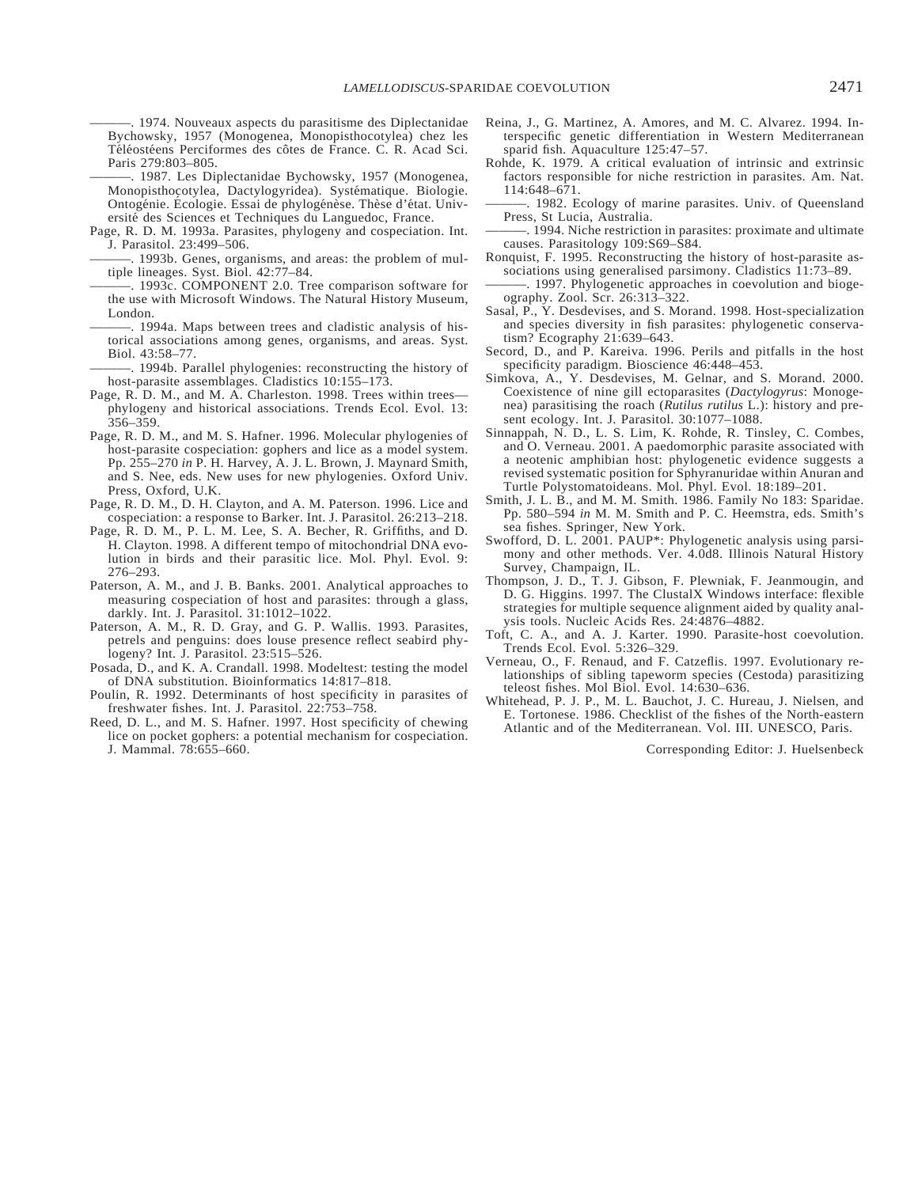———. 1974. Nouveaux aspects du parasitisme des Diplectanidae Bychowsky, 1957 (Monogenea, Monopisthocotylea) chez les Téléostéens Perciformes des côtes de France. C. R. Acad Sci. Paris 279:803–805.

———. 1987. Les Diplectanidae Bychowsky, 1957 (Monogenea, Monopisthoçotylea, Dactylogyridea). Systématique. Biologie. Ontogénie. Écologie. Essai de phylogénèse. Thèse d'état. Université des Sciences et Techniques du Languedoc, France.

Page, R. D. M. 1993a. Parasites, phylogeny and cospeciation. Int. J. Parasitol. 23:499–506.

———. 1993b. Genes, organisms, and areas: the problem of multiple lineages. Syst. Biol. 42:77–84.

———. 1993c. COMPONENT 2.0. Tree comparison software for the use with Microsoft Windows. The Natural History Museum, London.

———. 1994a. Maps between trees and cladistic analysis of historical associations among genes, organisms, and areas. Syst. Biol. 43:58–77.

———. 1994b. Parallel phylogenies: reconstructing the history of host-parasite assemblages. Cladistics 10:155–173.

Page, R. D. M., and M. A. Charleston. 1998. Trees within trees—phylogeny and historical associations. Trends Ecol. Evol. 13: 356–359.

Page, R. D. M., and M. S. Hafner. 1996. Molecular phylogenies of host-parasite cospeciation: gophers and lice as a model system. Pp. 255–270 *in* P. H. Harvey, A. J. L. Brown, J. Maynard Smith, and S. Nee, eds. New uses for new phylogenies. Oxford Univ. Press, Oxford, U.K.

Page, R. D. M., D. H. Clayton, and A. M. Paterson. 1996. Lice and cospeciation: a response to Barker. Int. J. Parasitol. 26:213–218.

Page, R. D. M., P. L. M. Lee, S. A. Becher, R. Griffiths, and D. H. Clayton. 1998. A different tempo of mitochondrial DNA evolution in birds and their parasitic lice. Mol. Phyl. Evol. 9: 276–293.

Paterson, A. M., and J. B. Banks. 2001. Analytical approaches to measuring cospeciation of host and parasites: through a glass, darkly. Int. J. Parasitol. 31:1012–1022.

Paterson, A. M., R. D. Gray, and G. P. Wallis. 1993. Parasites, petrels and penguins: does louse presence reflect seabird phylogeny? Int. J. Parasitol. 23:515–526.

Posada, D., and K. A. Crandall. 1998. Modeltest: testing the model of DNA substitution. Bioinformatics 14:817–818.

Poulin, R. 1992. Determinants of host specificity in parasites of freshwater fishes. Int. J. Parasitol. 22:753–758.

Reed, D. L., and M. S. Hafner. 1997. Host specificity of chewing lice on pocket gophers: a potential mechanism for cospeciation. J. Mammal. 78:655–660.

Reina, J., G. Martinez, A. Amores, and M. C. Alvarez. 1994. Interspecific genetic differentiation in Western Mediterranean sparid fish. Aquaculture 125:47–57.

Rohde, K. 1979. A critical evaluation of intrinsic and extrinsic factors responsible for niche restriction in parasites. Am. Nat. 114:648–671.

———. 1982. Ecology of marine parasites. Univ. of Queensland Press, St Lucia, Australia.

———. 1994. Niche restriction in parasites: proximate and ultimate causes. Parasitology 109:S69–S84.

Ronquist, F. 1995. Reconstructing the history of host-parasite associations using generalised parsimony. Cladistics 11:73–89.

———. 1997. Phylogenetic approaches in coevolution and biogeography. Zool. Scr. 26:313–322.

Sasal, P., Y. Desdevises, and S. Morand. 1998. Host-specialization and species diversity in fish parasites: phylogenetic conservatism? Ecography 21:639–643.

Secord, D., and P. Kareiva. 1996. Perils and pitfalls in the host specificity paradigm. Bioscience 46:448–453.

Simkova, A., Y. Desdevises, M. Gelnar, and S. Morand. 2000. Coexistence of nine gill ectoparasites (*Dactylogyrus*: Monogenea) parasitising the roach (*Rutilus rutilus* L.): history and present ecology. Int. J. Parasitol. 30:1077–1088.

Sinnappah, N. D., L. S. Lim, K. Rohde, R. Tinsley, C. Combes, and O. Verneau. 2001. A paedomorphic parasite associated with a neotenic amphibian host: phylogenetic evidence suggests a revised systematic position for Sphyranuridae within Anuran and Turtle Polystomatoideans. Mol. Phyl. Evol. 18:189–201.

Smith, J. L. B., and M. M. Smith. 1986. Family No 183: Sparidae. Pp. 580–594 *in* M. M. Smith and P. C. Heemstra, eds. Smith's sea fishes. Springer, New York.

Swofford, D. L. 2001. PAUP*: Phylogenetic analysis using parsimony and other methods. Ver. 4.0d8. Illinois Natural History Survey, Champaign, IL.

Thompson, J. D., T. J. Gibson, F. Plewniak, F. Jeanmougin, and D. G. Higgins. 1997. The ClustalX Windows interface: flexible strategies for multiple sequence alignment aided by quality analysis tools. Nucleic Acids Res. 24:4876–4882.

Toft, C. A., and A. J. Karter. 1990. Parasite-host coevolution. Trends Ecol. Evol. 5:326–329.

Verneau, O., F. Renaud, and F. Catzeflis. 1997. Evolutionary relationships of sibling tapeworm species (Cestoda) parasitizing teleost fishes. Mol Biol. Evol. 14:630–636.

Whitehead, P. J. P., M. L. Bauchot, J. C. Hureau, J. Nielsen, and E. Tortonese. 1986. Checklist of the fishes of the North-eastern Atlantic and of the Mediterranean. Vol. III. UNESCO, Paris.

Corresponding Editor: J. Huelsenbeck